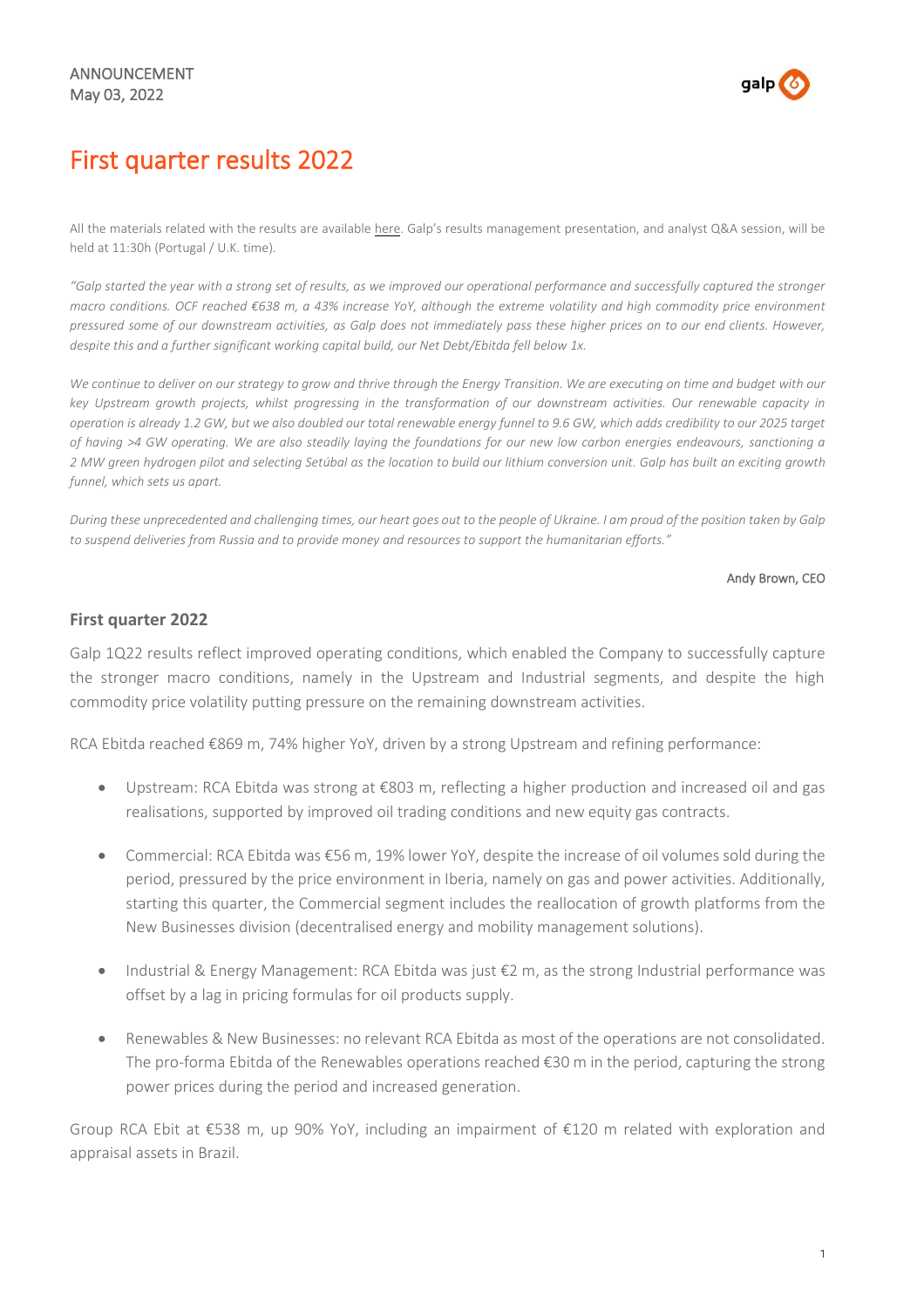ANNOUNCEMENT
May 03, 2022

# First quarter results 2022

All the materials related with the results are available here. Galp's results management presentation, and analyst Q&A session, will be held at 11:30h (Portugal / U.K. time).

*"Galp started the year with a strong set of results, as we improved our operational performance and successfully captured the stronger macro conditions. OCF reached €638 m, a 43% increase YoY, although the extreme volatility and high commodity price environment pressured some of our downstream activities, as Galp does not immediately pass these higher prices on to our end clients. However, despite this and a further significant working capital build, our Net Debt/Ebitda fell below 1x.*

*We continue to deliver on our strategy to grow and thrive through the Energy Transition. We are executing on time and budget with our key Upstream growth projects, whilst progressing in the transformation of our downstream activities. Our renewable capacity in operation is already 1.2 GW, but we also doubled our total renewable energy funnel to 9.6 GW, which adds credibility to our 2025 target of having >4 GW operating. We are also steadily laying the foundations for our new low carbon energies endeavours, sanctioning a 2 MW green hydrogen pilot and selecting Setúbal as the location to build our lithium conversion unit. Galp has built an exciting growth funnel, which sets us apart.*

*During these unprecedented and challenging times, our heart goes out to the people of Ukraine. I am proud of the position taken by Galp to suspend deliveries from Russia and to provide money and resources to support the humanitarian efforts."*

Andy Brown, CEO

## First quarter 2022

Galp 1Q22 results reflect improved operating conditions, which enabled the Company to successfully capture the stronger macro conditions, namely in the Upstream and Industrial segments, and despite the high commodity price volatility putting pressure on the remaining downstream activities.

RCA Ebitda reached €869 m, 74% higher YoY, driven by a strong Upstream and refining performance:

- Upstream: RCA Ebitda was strong at €803 m, reflecting a higher production and increased oil and gas realisations, supported by improved oil trading conditions and new equity gas contracts.
- Commercial: RCA Ebitda was €56 m, 19% lower YoY, despite the increase of oil volumes sold during the period, pressured by the price environment in Iberia, namely on gas and power activities. Additionally, starting this quarter, the Commercial segment includes the reallocation of growth platforms from the New Businesses division (decentralised energy and mobility management solutions).
- Industrial & Energy Management: RCA Ebitda was just €2 m, as the strong Industrial performance was offset by a lag in pricing formulas for oil products supply.
- Renewables & New Businesses: no relevant RCA Ebitda as most of the operations are not consolidated. The pro-forma Ebitda of the Renewables operations reached €30 m in the period, capturing the strong power prices during the period and increased generation.

Group RCA Ebit at €538 m, up 90% YoY, including an impairment of €120 m related with exploration and appraisal assets in Brazil.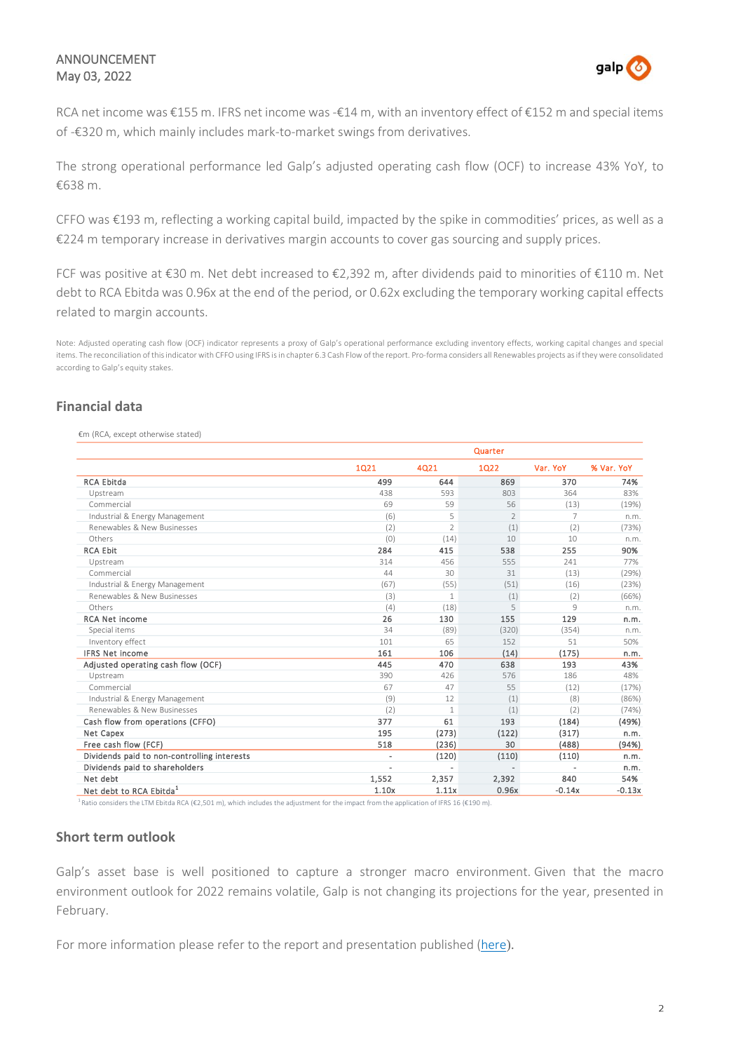RCA net income was €155 m. IFRS net income was -€14 m, with an inventory effect of €152 m and special items of -€320 m, which mainly includes mark-to-market swings from derivatives.

The strong operational performance led Galp's adjusted operating cash flow (OCF) to increase 43% YoY, to €638 m.

CFFO was €193 m, reflecting a working capital build, impacted by the spike in commodities' prices, as well as a €224 m temporary increase in derivatives margin accounts to cover gas sourcing and supply prices.

FCF was positive at €30 m. Net debt increased to €2,392 m, after dividends paid to minorities of €110 m. Net debt to RCA Ebitda was 0.96x at the end of the period, or 0.62x excluding the temporary working capital effects related to margin accounts.

Note: Adjusted operating cash flow (OCF) indicator represents a proxy of Galp's operational performance excluding inventory effects, working capital changes and special items. The reconciliation of this indicator with CFFO using IFRS is in chapter 6.3 Cash Flow of the report. Pro-forma considers all Renewables projects as if they were consolidated according to Galp's equity stakes.

## Financial data

€m (RCA, except otherwise stated)

| | Quarter | | | | |
|---|---|---|---|---|---|
| | 1Q21 | 4Q21 | 1Q22 | Var. YoY | % Var. YoY |
| RCA Ebitda | 499 | 644 | 869 | 370 | 74% |
| Upstream | 438 | 593 | 803 | 364 | 83% |
| Commercial | 69 | 59 | 56 | (13) | (19%) |
| Industrial & Energy Management | (6) | 5 | 2 | 7 | n.m. |
| Renewables & New Businesses | (2) | 2 | (1) | (2) | (73%) |
| Others | (0) | (14) | 10 | 10 | n.m. |
| RCA Ebit | 284 | 415 | 538 | 255 | 90% |
| Upstream | 314 | 456 | 555 | 241 | 77% |
| Commercial | 44 | 30 | 31 | (13) | (29%) |
| Industrial & Energy Management | (67) | (55) | (51) | (16) | (23%) |
| Renewables & New Businesses | (3) | 1 | (1) | (2) | (66%) |
| Others | (4) | (18) | 5 | 9 | n.m. |
| RCA Net income | 26 | 130 | 155 | 129 | n.m. |
| Special items | 34 | (89) | (320) | (354) | n.m. |
| Inventory effect | 101 | 65 | 152 | 51 | 50% |
| IFRS Net income | 161 | 106 | (14) | (175) | n.m. |
| Adjusted operating cash flow (OCF) | 445 | 470 | 638 | 193 | 43% |
| Upstream | 390 | 426 | 576 | 186 | 48% |
| Commercial | 67 | 47 | 55 | (12) | (17%) |
| Industrial & Energy Management | (9) | 12 | (1) | (8) | (86%) |
| Renewables & New Businesses | (2) | 1 | (1) | (2) | (74%) |
| Cash flow from operations (CFFO) | 377 | 61 | 193 | (184) | (49%) |
| Net Capex | 195 | (273) | (122) | (317) | n.m. |
| Free cash flow (FCF) | 518 | (236) | 30 | (488) | (94%) |
| Dividends paid to non-controlling interests | - | (120) | (110) | (110) | n.m. |
| Dividends paid to shareholders | - | - | - | - | n.m. |
| Net debt | 1,552 | 2,357 | 2,392 | 840 | 54% |
| Net debt to RCA Ebitda[1] | 1.10x | 1.11x | 0.96x | -0.14x | -0.13x |

[1] Ratio considers the LTM Ebitda RCA (€2,501 m), which includes the adjustment for the impact from the application of IFRS 16 (€190 m).

## Short term outlook

Galp's asset base is well positioned to capture a stronger macro environment. Given that the macro environment outlook for 2022 remains volatile, Galp is not changing its projections for the year, presented in February.

For more information please refer to the report and presentation published (here).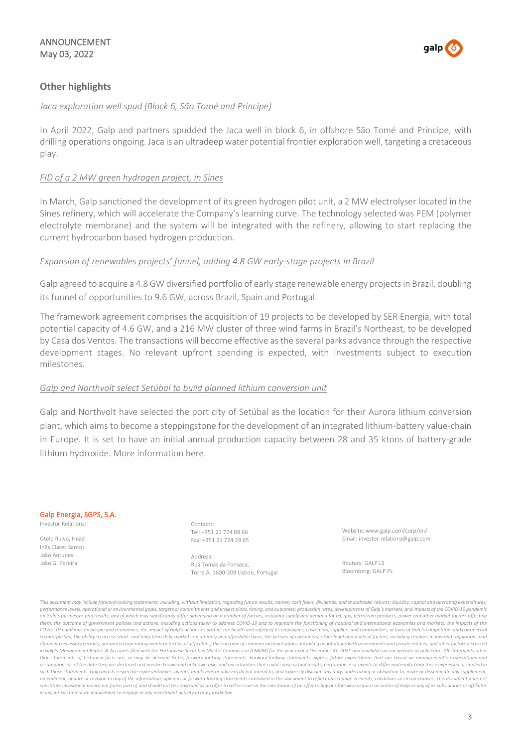ANNOUNCEMENT
May 03, 2022

## Other highlights

*Jaca exploration well spud (Block 6, São Tomé and Príncipe)*

In April 2022, Galp and partners spudded the Jaca well in block 6, in offshore São Tomé and Príncipe, with drilling operations ongoing. Jaca is an ultradeep water potential frontier exploration well, targeting a cretaceous play.

*FID of a 2 MW green hydrogen project, in Sines*

In March, Galp sanctioned the development of its green hydrogen pilot unit, a 2 MW electrolyser located in the Sines refinery, which will accelerate the Company's learning curve. The technology selected was PEM (polymer electrolyte membrane) and the system will be integrated with the refinery, allowing to start replacing the current hydrocarbon based hydrogen production.

*Expansion of renewables projects' funnel, adding 4.8 GW early-stage projects in Brazil*

Galp agreed to acquire a 4.8 GW diversified portfolio of early stage renewable energy projects in Brazil, doubling its funnel of opportunities to 9.6 GW, across Brazil, Spain and Portugal.

The framework agreement comprises the acquisition of 19 projects to be developed by SER Energia, with total potential capacity of 4.6 GW, and a 216 MW cluster of three wind farms in Brazil's Northeast, to be developed by Casa dos Ventos. The transactions will become effective as the several parks advance through the respective development stages. No relevant upfront spending is expected, with investments subject to execution milestones.

*Galp and Northvolt select Setúbal to build planned lithium conversion unit*

Galp and Northvolt have selected the port city of Setúbal as the location for their Aurora lithium conversion plant, which aims to become a steppingstone for the development of an integrated lithium-battery value-chain in Europe. It is set to have an initial annual production capacity between 28 and 35 ktons of battery-grade lithium hydroxide. More information here.

**Galp Energia, SGPS, S.A.**

Investor Relations:

Otelo Ruivo, Head
Inês Clares Santos
João Antunes
João G. Pereira

Contacts:
Tel: +351 21 724 08 66
Fax: +351 21 724 29 65

Address:
Rua Tomás da Fonseca,
Torre A, 1600-209 Lisbon, Portugal

Website: www.galp.com/corp/en/
Email: investor.relations@galp.com

Reuters: GALP.LS
Bloomberg: GALP PL

*This document may include forward-looking statements, including, without limitation, regarding future results, namely cash flows, dividends, and shareholder returns; liquidity; capital and operating expenditures; performance levels, operational or environmental goals, targets or commitments and project plans, timing, and outcomes; production rates; developments of Galp's markets; and impacts of the COVID-19 pandemic on Galp's businesses and results; any of which may significantly differ depending on a number of factors, including supply and demand for oil, gas, petroleum products, power and other market factors affecting them; the outcome of government policies and actions, including actions taken to address COVID-19 and to maintain the functioning of national and international economies and markets; the impacts of the COVID-19 pandemic on people and economies; the impact of Galp's actions to protect the health and safety of its employees, customers, suppliers and communities; actions of Galp's competitors and commercial counterparties; the ability to access short- and long-term debt markets on a timely and affordable basis; the actions of consumers; other legal and political factors, including changes in law and regulations and obtaining necessary permits; unexpected operating events or technical difficulties; the outcome of commercial negotiations, including negotiations with governments and private entities; and other factors discussed in Galp's Management Report & Accounts filed with the Portuguese Securities Market Commission (CMVM) for the year ended December 31, 2021 and available on our website at galp.com. All statements other than statements of historical facts are, or may be deemed to be, forward-looking statements. Forward-looking statements express future expectations that are based on management's expectations and assumptions as of the date they are disclosed and involve known and unknown risks and uncertainties that could cause actual results, performance or events to differ materially from those expressed or implied in such those statements. Galp and its respective representatives, agents, employees or advisers do not intend to, and expressly disclaim any duty, undertaking or obligation to, make or disseminate any supplement, amendment, update or revision to any of the information, opinions or forward-looking statements contained in this document to reflect any change in events, conditions or circumstances. This document does not constitute investment advice nor forms part of and should not be construed as an offer to sell or issue or the solicitation of an offer to buy or otherwise acquire securities of Galp or any of its subsidiaries or affiliates in any jurisdiction or an inducement to engage in any investment activity in any jurisdiction.*